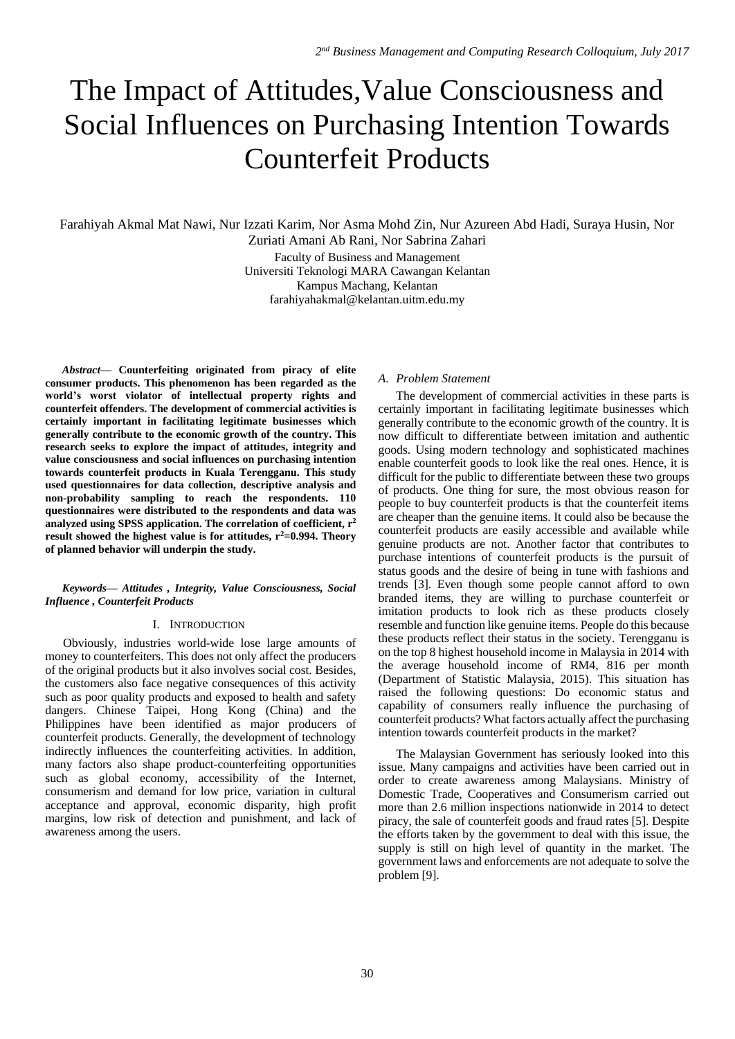# The Impact of Attitudes,Value Consciousness and Social Influences on Purchasing Intention Towards Counterfeit Products

Farahiyah Akmal Mat Nawi, Nur Izzati Karim, Nor Asma Mohd Zin, Nur Azureen Abd Hadi, Suraya Husin, Nor Zuriati Amani Ab Rani, Nor Sabrina Zahari

Faculty of Business and Management
Universiti Teknologi MARA Cawangan Kelantan
Kampus Machang, Kelantan
farahiyahakmal@kelantan.uitm.edu.my

***Abstract*— Counterfeiting originated from piracy of elite consumer products. This phenomenon has been regarded as the world's worst violator of intellectual property rights and counterfeit offenders. The development of commercial activities is certainly important in facilitating legitimate businesses which generally contribute to the economic growth of the country. This research seeks to explore the impact of attitudes, integrity and value consciousness and social influences on purchasing intention towards counterfeit products in Kuala Terengganu. This study used questionnaires for data collection, descriptive analysis and non-probability sampling to reach the respondents. 110 questionnaires were distributed to the respondents and data was analyzed using SPSS application. The correlation of coefficient, $r^2$ result showed the highest value is for attitudes, $r^2$=0.994. Theory of planned behavior will underpin the study.**

***Keywords*— *Attitudes , Integrity, Value Consciousness, Social Influence , Counterfeit Products***

## I. Introduction

Obviously, industries world-wide lose large amounts of money to counterfeiters. This does not only affect the producers of the original products but it also involves social cost. Besides, the customers also face negative consequences of this activity such as poor quality products and exposed to health and safety dangers. Chinese Taipei, Hong Kong (China) and the Philippines have been identified as major producers of counterfeit products. Generally, the development of technology indirectly influences the counterfeiting activities. In addition, many factors also shape product-counterfeiting opportunities such as global economy, accessibility of the Internet, consumerism and demand for low price, variation in cultural acceptance and approval, economic disparity, high profit margins, low risk of detection and punishment, and lack of awareness among the users.

### *A. Problem Statement*

The development of commercial activities in these parts is certainly important in facilitating legitimate businesses which generally contribute to the economic growth of the country. It is now difficult to differentiate between imitation and authentic goods. Using modern technology and sophisticated machines enable counterfeit goods to look like the real ones. Hence, it is difficult for the public to differentiate between these two groups of products. One thing for sure, the most obvious reason for people to buy counterfeit products is that the counterfeit items are cheaper than the genuine items. It could also be because the counterfeit products are easily accessible and available while genuine products are not. Another factor that contributes to purchase intentions of counterfeit products is the pursuit of status goods and the desire of being in tune with fashions and trends [3]. Even though some people cannot afford to own branded items, they are willing to purchase counterfeit or imitation products to look rich as these products closely resemble and function like genuine items. People do this because these products reflect their status in the society. Terengganu is on the top 8 highest household income in Malaysia in 2014 with the average household income of RM4, 816 per month (Department of Statistic Malaysia, 2015). This situation has raised the following questions: Do economic status and capability of consumers really influence the purchasing of counterfeit products? What factors actually affect the purchasing intention towards counterfeit products in the market?

The Malaysian Government has seriously looked into this issue. Many campaigns and activities have been carried out in order to create awareness among Malaysians. Ministry of Domestic Trade, Cooperatives and Consumerism carried out more than 2.6 million inspections nationwide in 2014 to detect piracy, the sale of counterfeit goods and fraud rates [5]. Despite the efforts taken by the government to deal with this issue, the supply is still on high level of quantity in the market. The government laws and enforcements are not adequate to solve the problem [9].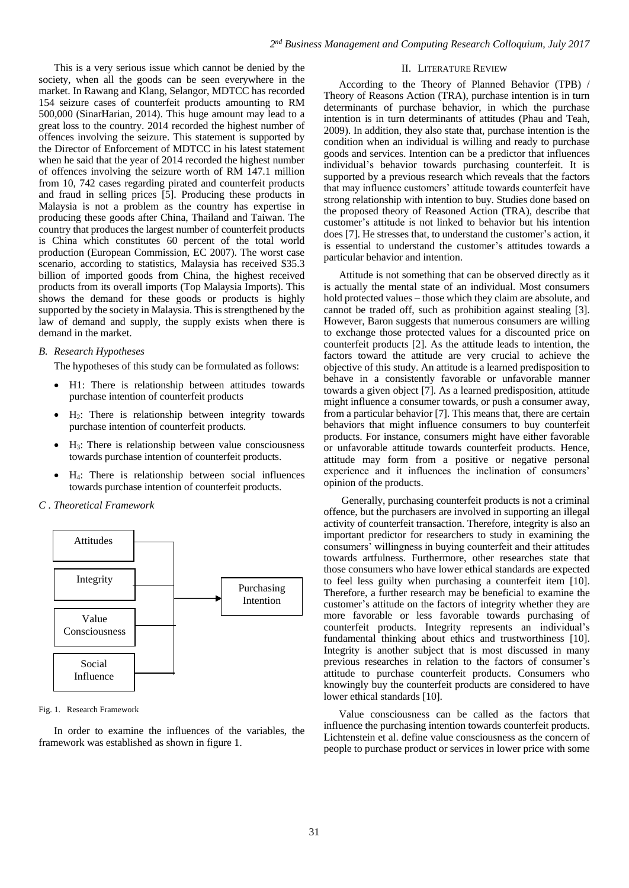This is a very serious issue which cannot be denied by the society, when all the goods can be seen everywhere in the market. In Rawang and Klang, Selangor, MDTCC has recorded 154 seizure cases of counterfeit products amounting to RM 500,000 (SinarHarian, 2014). This huge amount may lead to a great loss to the country. 2014 recorded the highest number of offences involving the seizure. This statement is supported by the Director of Enforcement of MDTCC in his latest statement when he said that the year of 2014 recorded the highest number of offences involving the seizure worth of RM 147.1 million from 10, 742 cases regarding pirated and counterfeit products and fraud in selling prices [5]. Producing these products in Malaysia is not a problem as the country has expertise in producing these goods after China, Thailand and Taiwan. The country that produces the largest number of counterfeit products is China which constitutes 60 percent of the total world production (European Commission, EC 2007). The worst case scenario, according to statistics, Malaysia has received $35.3 billion of imported goods from China, the highest received products from its overall imports (Top Malaysia Imports). This shows the demand for these goods or products is highly supported by the society in Malaysia. This is strengthened by the law of demand and supply, the supply exists when there is demand in the market.

### *B. Research Hypotheses*

The hypotheses of this study can be formulated as follows:

- H1: There is relationship between attitudes towards purchase intention of counterfeit products
- $H_2$: There is relationship between integrity towards purchase intention of counterfeit products.
- $H_3$: There is relationship between value consciousness towards purchase intention of counterfeit products.
- $H_4$: There is relationship between social influences towards purchase intention of counterfeit products.

### *C . Theoretical Framework*

Attitudes

Integrity

Value Consciousness

Social Influence

Purchasing Intention

Fig. 1. Research Framework

In order to examine the influences of the variables, the framework was established as shown in figure 1.

## II. LITERATURE REVIEW

According to the Theory of Planned Behavior (TPB) / Theory of Reasons Action (TRA), purchase intention is in turn determinants of purchase behavior, in which the purchase intention is in turn determinants of attitudes (Phau and Teah, 2009). In addition, they also state that, purchase intention is the condition when an individual is willing and ready to purchase goods and services. Intention can be a predictor that influences individual's behavior towards purchasing counterfeit. It is supported by a previous research which reveals that the factors that may influence customers' attitude towards counterfeit have strong relationship with intention to buy. Studies done based on the proposed theory of Reasoned Action (TRA), describe that customer's attitude is not linked to behavior but his intention does [7]. He stresses that, to understand the customer's action, it is essential to understand the customer's attitudes towards a particular behavior and intention.

Attitude is not something that can be observed directly as it is actually the mental state of an individual. Most consumers hold protected values – those which they claim are absolute, and cannot be traded off, such as prohibition against stealing [3]. However, Baron suggests that numerous consumers are willing to exchange those protected values for a discounted price on counterfeit products [2]. As the attitude leads to intention, the factors toward the attitude are very crucial to achieve the objective of this study. An attitude is a learned predisposition to behave in a consistently favorable or unfavorable manner towards a given object [7]. As a learned predisposition, attitude might influence a consumer towards, or push a consumer away, from a particular behavior [7]. This means that, there are certain behaviors that might influence consumers to buy counterfeit products. For instance, consumers might have either favorable or unfavorable attitude towards counterfeit products. Hence, attitude may form from a positive or negative personal experience and it influences the inclination of consumers' opinion of the products.

Generally, purchasing counterfeit products is not a criminal offence, but the purchasers are involved in supporting an illegal activity of counterfeit transaction. Therefore, integrity is also an important predictor for researchers to study in examining the consumers' willingness in buying counterfeit and their attitudes towards artfulness. Furthermore, other researches state that those consumers who have lower ethical standards are expected to feel less guilty when purchasing a counterfeit item [10]. Therefore, a further research may be beneficial to examine the customer's attitude on the factors of integrity whether they are more favorable or less favorable towards purchasing of counterfeit products. Integrity represents an individual's fundamental thinking about ethics and trustworthiness [10]. Integrity is another subject that is most discussed in many previous researches in relation to the factors of consumer's attitude to purchase counterfeit products. Consumers who knowingly buy the counterfeit products are considered to have lower ethical standards [10].

Value consciousness can be called as the factors that influence the purchasing intention towards counterfeit products. Lichtenstein et al. define value consciousness as the concern of people to purchase product or services in lower price with some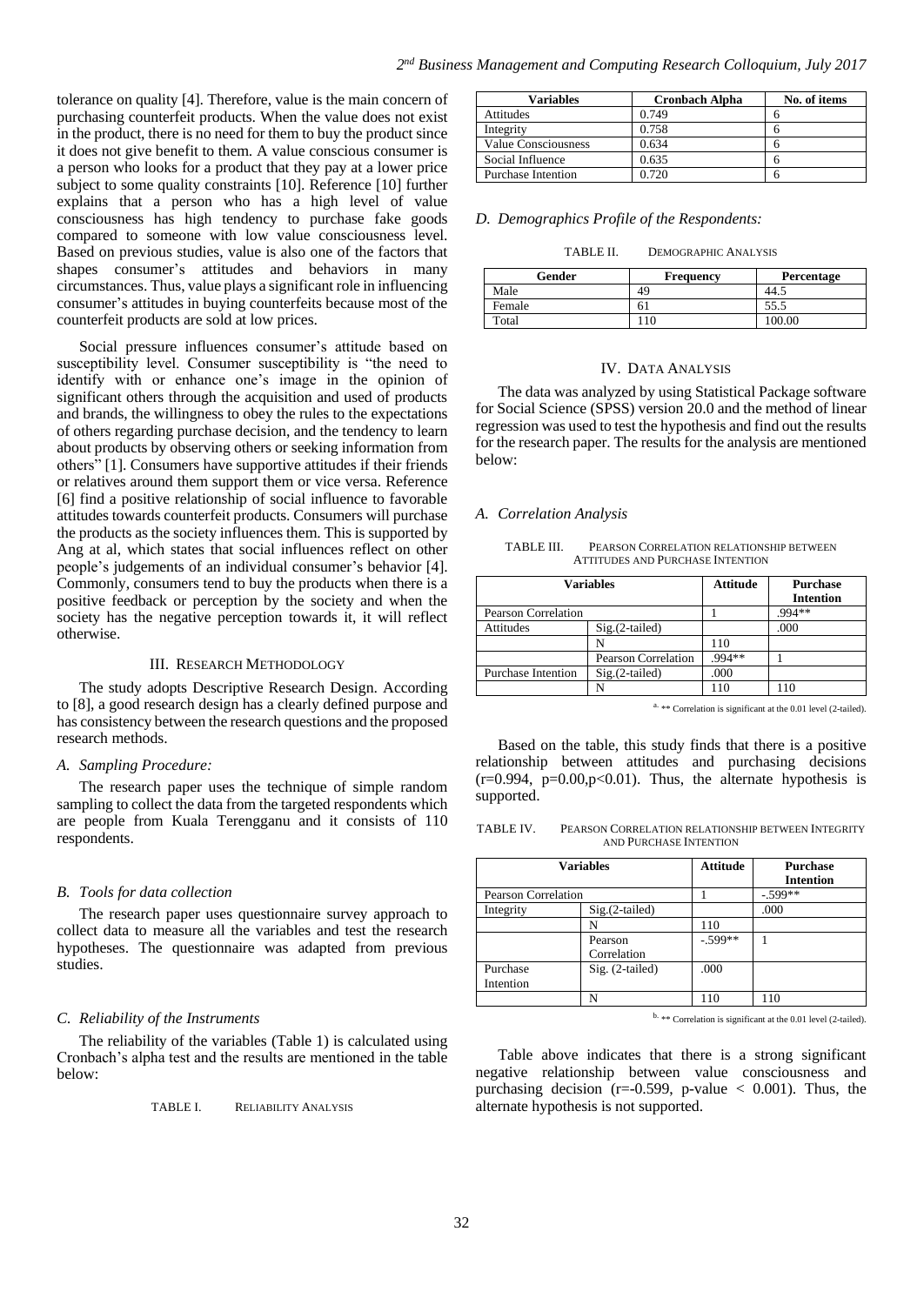tolerance on quality [4]. Therefore, value is the main concern of purchasing counterfeit products. When the value does not exist in the product, there is no need for them to buy the product since it does not give benefit to them. A value conscious consumer is a person who looks for a product that they pay at a lower price subject to some quality constraints [10]. Reference [10] further explains that a person who has a high level of value consciousness has high tendency to purchase fake goods compared to someone with low value consciousness level. Based on previous studies, value is also one of the factors that shapes consumer's attitudes and behaviors in many circumstances. Thus, value plays a significant role in influencing consumer's attitudes in buying counterfeits because most of the counterfeit products are sold at low prices.

Social pressure influences consumer's attitude based on susceptibility level. Consumer susceptibility is "the need to identify with or enhance one's image in the opinion of significant others through the acquisition and used of products and brands, the willingness to obey the rules to the expectations of others regarding purchase decision, and the tendency to learn about products by observing others or seeking information from others" [1]. Consumers have supportive attitudes if their friends or relatives around them support them or vice versa. Reference [6] find a positive relationship of social influence to favorable attitudes towards counterfeit products. Consumers will purchase the products as the society influences them. This is supported by Ang at al, which states that social influences reflect on other people's judgements of an individual consumer's behavior [4]. Commonly, consumers tend to buy the products when there is a positive feedback or perception by the society and when the society has the negative perception towards it, it will reflect otherwise.

## III. Research Methodology

The study adopts Descriptive Research Design. According to [8], a good research design has a clearly defined purpose and has consistency between the research questions and the proposed research methods.

### A. Sampling Procedure:

The research paper uses the technique of simple random sampling to collect the data from the targeted respondents which are people from Kuala Terengganu and it consists of 110 respondents.

### B. Tools for data collection

The research paper uses questionnaire survey approach to collect data to measure all the variables and test the research hypotheses. The questionnaire was adapted from previous studies.

### C. Reliability of the Instruments

The reliability of the variables (Table 1) is calculated using Cronbach's alpha test and the results are mentioned in the table below:

TABLE I. Reliability Analysis

| Variables | Cronbach Alpha | No. of items |
|---|---|---|
| Attitudes | 0.749 | 6 |
| Integrity | 0.758 | 6 |
| Value Consciousness | 0.634 | 6 |
| Social Influence | 0.635 | 6 |
| Purchase Intention | 0.720 | 6 |

### D. Demographics Profile of the Respondents:

TABLE II. Demographic Analysis

| Gender | Frequency | Percentage |
|---|---|---|
| Male | 49 | 44.5 |
| Female | 61 | 55.5 |
| Total | 110 | 100.00 |

## IV. Data Analysis

The data was analyzed by using Statistical Package software for Social Science (SPSS) version 20.0 and the method of linear regression was used to test the hypothesis and find out the results for the research paper. The results for the analysis are mentioned below:

### A. Correlation Analysis

TABLE III. Pearson Correlation relationship between Attitudes and Purchase Intention

| Variables | | Attitude | Purchase Intention |
|---|---|---|---|
| Pearson Correlation | | 1 | .994** |
| Attitudes | Sig.(2-tailed) | | .000 |
| | N | 110 | |
| | Pearson Correlation | .994** | 1 |
| Purchase Intention | Sig.(2-tailed) | .000 | |
| | N | 110 | 110 |

a. ** Correlation is significant at the 0.01 level (2-tailed).

Based on the table, this study finds that there is a positive relationship between attitudes and purchasing decisions ($r=0.994$, $p=0.00, p<0.01$). Thus, the alternate hypothesis is supported.

TABLE IV. Pearson Correlation relationship between Integrity and Purchase Intention

| Variables | | Attitude | Purchase Intention |
|---|---|---|---|
| Pearson Correlation | | 1 | -.599** |
| Integrity | Sig.(2-tailed) | | .000 |
| | N | 110 | |
| | Pearson Correlation | -.599** | 1 |
| Purchase Intention | Sig. (2-tailed) | .000 | |
| | N | 110 | 110 |

b. ** Correlation is significant at the 0.01 level (2-tailed).

Table above indicates that there is a strong significant negative relationship between value consciousness and purchasing decision ($r=-0.599$, p-value $< 0.001$). Thus, the alternate hypothesis is not supported.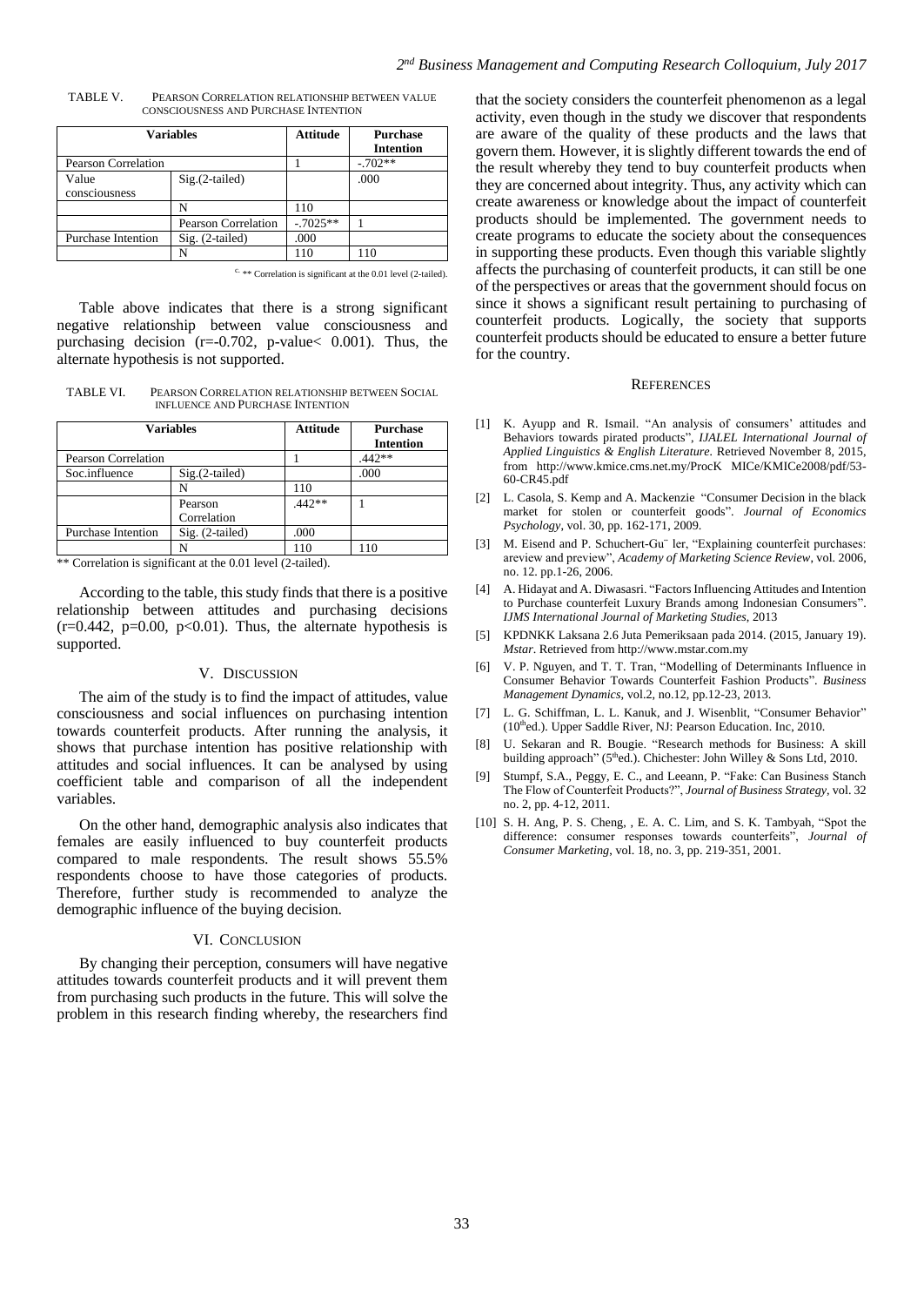TABLE V. PEARSON CORRELATION RELATIONSHIP BETWEEN VALUE CONSCIOUSNESS AND PURCHASE INTENTION

| Variables | | Attitude | Purchase Intention |
|---|---|---|---|
| Pearson Correlation | | 1 | -.702** |
| Value consciousness | Sig.(2-tailed) | | .000 |
| | N | 110 | |
| | Pearson Correlation | -.7025** | 1 |
| Purchase Intention | Sig. (2-tailed) | .000 | |
| | N | 110 | 110 |

c. ** Correlation is significant at the 0.01 level (2-tailed).

Table above indicates that there is a strong significant negative relationship between value consciousness and purchasing decision (r=-0.702, p-value< 0.001). Thus, the alternate hypothesis is not supported.

TABLE VI. PEARSON CORRELATION RELATIONSHIP BETWEEN SOCIAL INFLUENCE AND PURCHASE INTENTION

| Variables | | Attitude | Purchase Intention |
|---|---|---|---|
| Pearson Correlation | | 1 | .442** |
| Soc.influence | Sig.(2-tailed) | | .000 |
| | N | 110 | |
| | Pearson Correlation | .442** | 1 |
| Purchase Intention | Sig. (2-tailed) | .000 | |
| | N | 110 | 110 |

** Correlation is significant at the 0.01 level (2-tailed).

According to the table, this study finds that there is a positive relationship between attitudes and purchasing decisions (r=0.442, p=0.00, p<0.01). Thus, the alternate hypothesis is supported.

## V. DISCUSSION

The aim of the study is to find the impact of attitudes, value consciousness and social influences on purchasing intention towards counterfeit products. After running the analysis, it shows that purchase intention has positive relationship with attitudes and social influences. It can be analysed by using coefficient table and comparison of all the independent variables.

On the other hand, demographic analysis also indicates that females are easily influenced to buy counterfeit products compared to male respondents. The result shows 55.5% respondents choose to have those categories of products. Therefore, further study is recommended to analyze the demographic influence of the buying decision.

## VI. CONCLUSION

By changing their perception, consumers will have negative attitudes towards counterfeit products and it will prevent them from purchasing such products in the future. This will solve the problem in this research finding whereby, the researchers find that the society considers the counterfeit phenomenon as a legal activity, even though in the study we discover that respondents are aware of the quality of these products and the laws that govern them. However, it is slightly different towards the end of the result whereby they tend to buy counterfeit products when they are concerned about integrity. Thus, any activity which can create awareness or knowledge about the impact of counterfeit products should be implemented. The government needs to create programs to educate the society about the consequences in supporting these products. Even though this variable slightly affects the purchasing of counterfeit products, it can still be one of the perspectives or areas that the government should focus on since it shows a significant result pertaining to purchasing of counterfeit products. Logically, the society that supports counterfeit products should be educated to ensure a better future for the country.

## REFERENCES

[1] K. Ayupp and R. Ismail. "An analysis of consumers' attitudes and Behaviors towards pirated products", *IJALEL International Journal of Applied Linguistics & English Literature*. Retrieved November 8, 2015, from http://www.kmice.cms.net.my/ProcK MICe/KMICe2008/pdf/53-60-CR45.pdf

[2] L. Casola, S. Kemp and A. Mackenzie "Consumer Decision in the black market for stolen or counterfeit goods". *Journal of Economics Psychology*, vol. 30, pp. 162-171, 2009.

[3] M. Eisend and P. Schuchert-Gu¨ ler, "Explaining counterfeit purchases: areview and preview", *Academy of Marketing Science Review*, vol. 2006, no. 12. pp.1-26, 2006.

[4] A. Hidayat and A. Diwasasri. "Factors Influencing Attitudes and Intention to Purchase counterfeit Luxury Brands among Indonesian Consumers". *IJMS International Journal of Marketing Studies*, 2013

[5] KPDNKK Laksana 2.6 Juta Pemeriksaan pada 2014. (2015, January 19). *Mstar*. Retrieved from http://www.mstar.com.my

[6] V. P. Nguyen, and T. T. Tran, "Modelling of Determinants Influence in Consumer Behavior Towards Counterfeit Fashion Products". *Business Management Dynamics*, vol.2, no.12, pp.12-23, 2013.

[7] L. G. Schiffman, L. L. Kanuk, and J. Wisenblit, "Consumer Behavior" (10thed.). Upper Saddle River, NJ: Pearson Education. Inc, 2010.

[8] U. Sekaran and R. Bougie. "Research methods for Business: A skill building approach" (5thed.). Chichester: John Willey & Sons Ltd, 2010.

[9] Stumpf, S.A., Peggy, E. C., and Leeann, P. "Fake: Can Business Stanch The Flow of Counterfeit Products?", *Journal of Business Strategy*, vol. 32 no. 2, pp. 4-12, 2011.

[10] S. H. Ang, P. S. Cheng, , E. A. C. Lim, and S. K. Tambyah, "Spot the difference: consumer responses towards counterfeits", *Journal of Consumer Marketing*, vol. 18, no. 3, pp. 219-351, 2001.